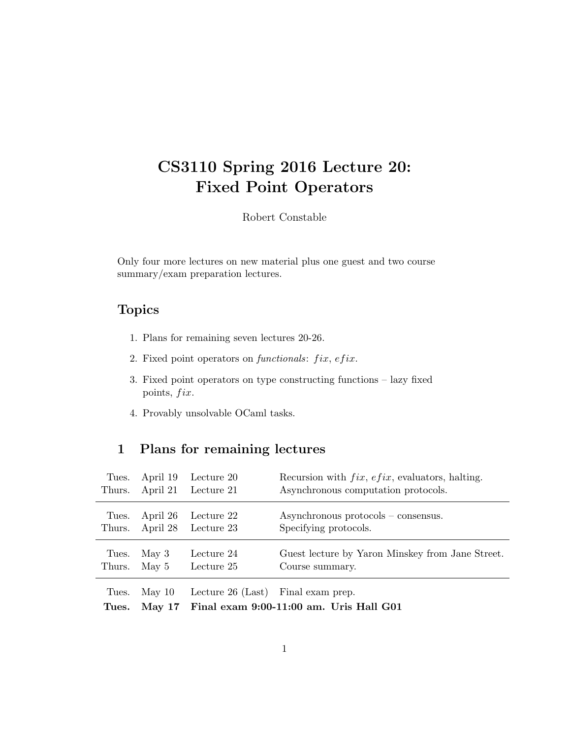# CS3110 Spring 2016 Lecture 20: Fixed Point Operators

Robert Constable

Only four more lectures on new material plus one guest and two course summary/exam preparation lectures.

## Topics

1. Plans for remaining seven lectures 20-26.
2. Fixed point operators on *functionals*: $fix$, $efix$.
3. Fixed point operators on type constructing functions – lazy fixed points, $fix$.
4. Provably unsolvable OCaml tasks.

## 1 Plans for remaining lectures

| | | | |
|---|---|---|---|
| Tues. | April 19 | Lecture 20 | Recursion with $fix$, $efix$, evaluators, halting. |
| Thurs. | April 21 | Lecture 21 | Asynchronous computation protocols. |
| Tues. | April 26 | Lecture 22 | Asynchronous protocols – consensus. |
| Thurs. | April 28 | Lecture 23 | Specifying protocols. |
| Tues. | May 3 | Lecture 24 | Guest lecture by Yaron Minskey from Jane Street. |
| Thurs. | May 5 | Lecture 25 | Course summary. |
| Tues. | May 10 | Lecture 26 (Last) | Final exam prep. |
| **Tues.** | **May 17** | **Final exam 9:00-11:00 am. Uris Hall G01** | |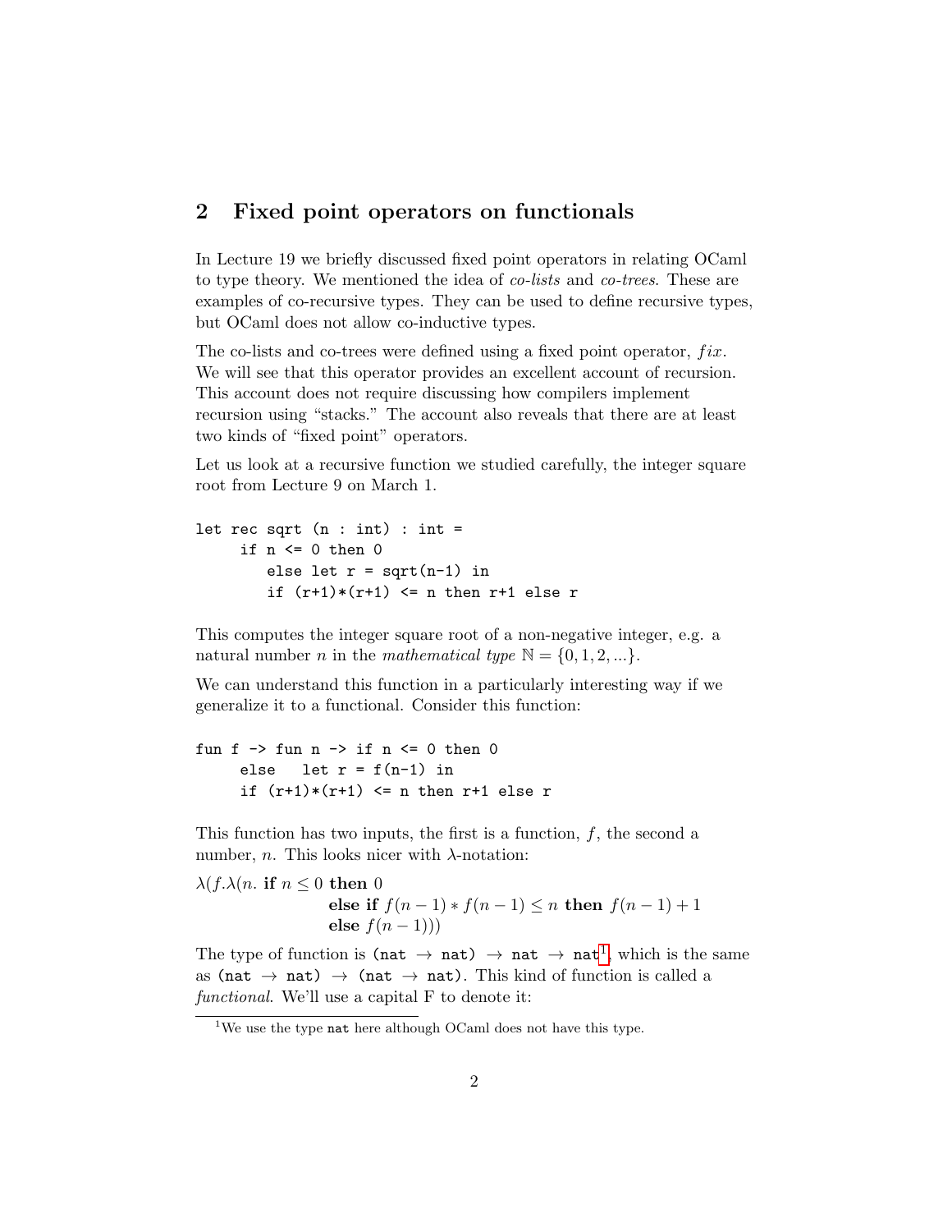## 2 Fixed point operators on functionals

In Lecture 19 we briefly discussed fixed point operators in relating OCaml to type theory. We mentioned the idea of *co-lists* and *co-trees*. These are examples of co-recursive types. They can be used to define recursive types, but OCaml does not allow co-inductive types.

The co-lists and co-trees were defined using a fixed point operator, $fix$. We will see that this operator provides an excellent account of recursion. This account does not require discussing how compilers implement recursion using "stacks." The account also reveals that there are at least two kinds of "fixed point" operators.

Let us look at a recursive function we studied carefully, the integer square root from Lecture 9 on March 1.

```
let rec sqrt (n : int) : int =
     if n <= 0 then 0
        else let r = sqrt(n-1) in
        if (r+1)*(r+1) <= n then r+1 else r
```

This computes the integer square root of a non-negative integer, e.g. a natural number $n$ in the *mathematical type* $\mathbb{N} = \{0, 1, 2, ...\}$.

We can understand this function in a particularly interesting way if we generalize it to a functional. Consider this function:

```
fun f -> fun n -> if n <= 0 then 0
     else   let r = f(n-1) in
     if (r+1)*(r+1) <= n then r+1 else r
```

This function has two inputs, the first is a function, $f$, the second a number, $n$. This looks nicer with $\lambda$-notation:

$$\lambda(f.\lambda(n.\ \textbf{if}\ n \leq 0\ \textbf{then}\ 0 \\ \textbf{else if}\ f(n-1) * f(n-1) \leq n\ \textbf{then}\ f(n-1) + 1 \\ \textbf{else}\ f(n-1)))$$

The type of function is `(nat → nat) → nat → nat`[1], which is the same as `(nat → nat) → (nat → nat)`. This kind of function is called a *functional*. We'll use a capital F to denote it:

[1] We use the type `nat` here although OCaml does not have this type.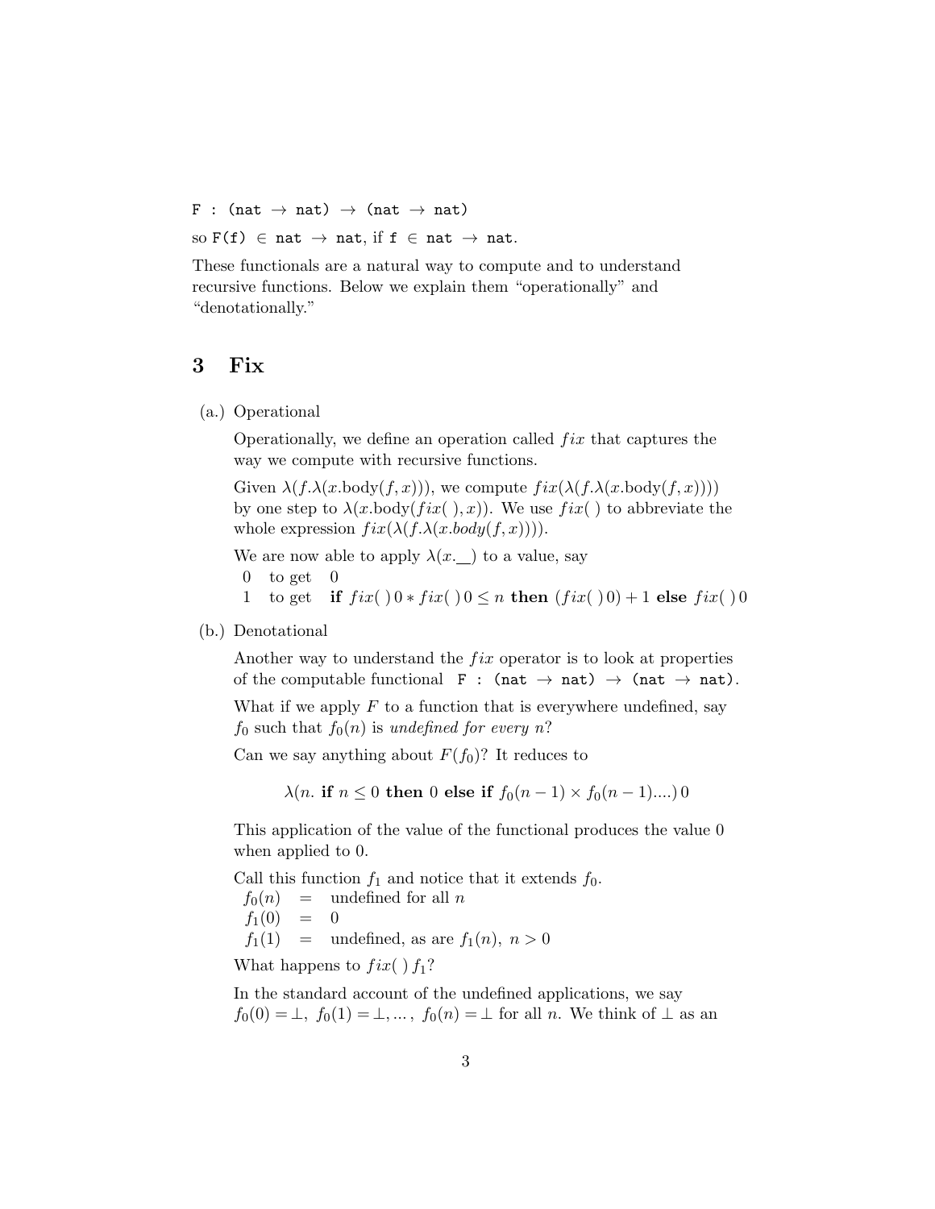```
F : (nat → nat) → (nat → nat)
```

so `F(f) ∈ nat → nat`, if `f ∈ nat → nat`.

These functionals are a natural way to compute and to understand recursive functions. Below we explain them "operationally" and "denotationally."

## 3 Fix

(a.) Operational

Operationally, we define an operation called $fix$ that captures the way we compute with recursive functions.

Given $\lambda(f.\lambda(x.\text{body}(f,x)))$, we compute $fix(\lambda(f.\lambda(x.\text{body}(f,x))))$ by one step to $\lambda(x.\text{body}(fix(\,),x))$. We use $fix(\,)$ to abbreviate the whole expression $fix(\lambda(f.\lambda(x.body(f,x))))$.

We are now able to apply $\lambda(x.\_\_)$ to a value, say

| | | |
|---|---|---|
| 0 | to get | $0$ |
| 1 | to get | **if** $fix(\,)\,0 * fix(\,)\,0 \leq n$ **then** $(fix(\,)\,0)+1$ **else** $fix(\,)\,0$ |

(b.) Denotational

Another way to understand the $fix$ operator is to look at properties of the computable functional `F : (nat → nat) → (nat → nat)`.

What if we apply $F$ to a function that is everywhere undefined, say $f_0$ such that $f_0(n)$ is *undefined for every n*?

Can we say anything about $F(f_0)$? It reduces to

$$\lambda(n.\ \textbf{if}\ n \leq 0\ \textbf{then}\ 0\ \textbf{else}\ \textbf{if}\ f_0(n-1)\times f_0(n-1)....)\,0$$

This application of the value of the functional produces the value 0 when applied to 0.

Call this function $f_1$ and notice that it extends $f_0$.

$f_0(n)$ = undefined for all $n$
$f_1(0)$ = $0$
$f_1(1)$ = undefined, as are $f_1(n),\ n > 0$

What happens to $fix(\,)\,f_1$?

In the standard account of the undefined applications, we say $f_0(0) = \perp,\ f_0(1) = \perp, \ldots,\ f_0(n) = \perp$ for all $n$. We think of $\perp$ as an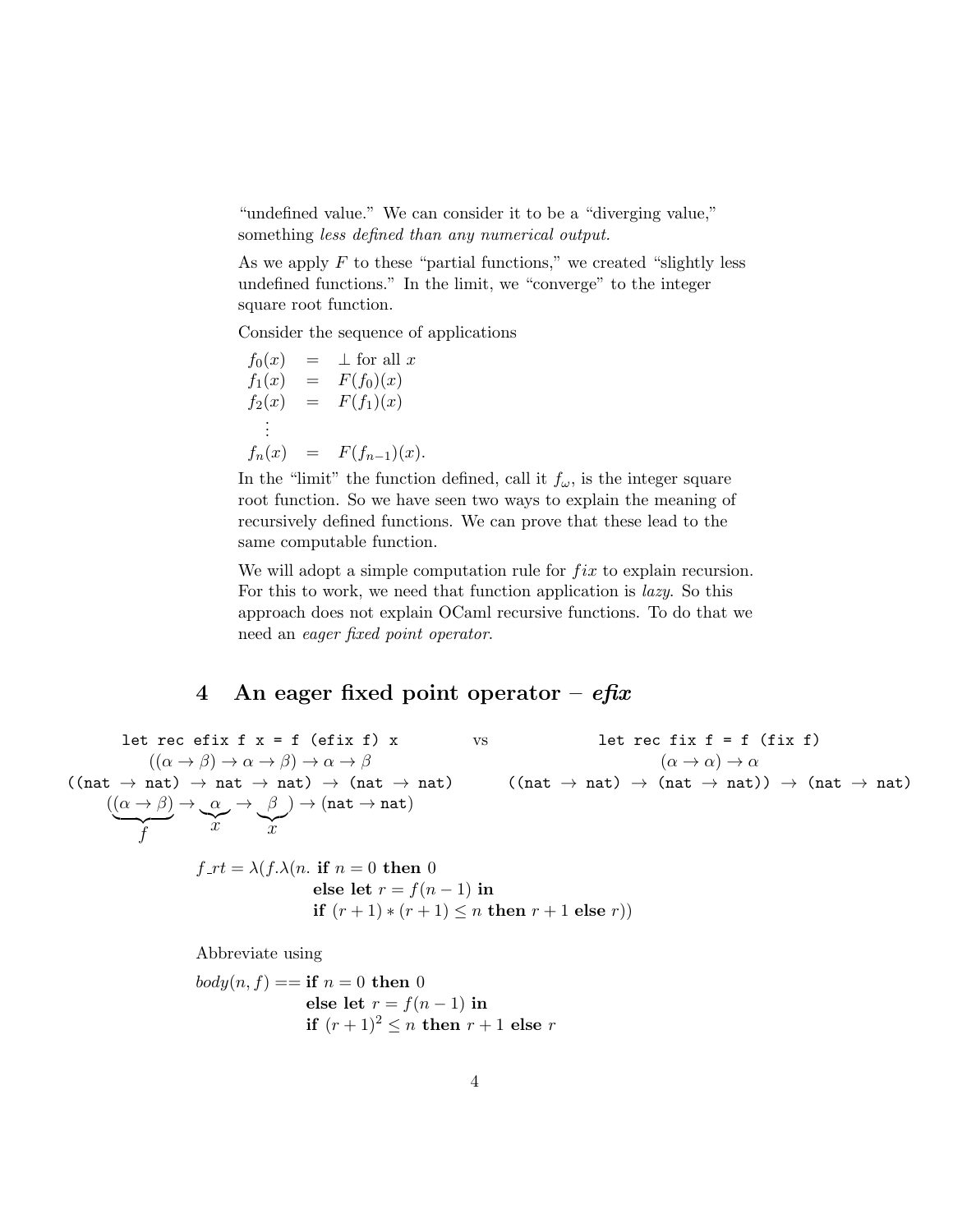"undefined value." We can consider it to be a "diverging value," something *less defined than any numerical output.*

As we apply $F$ to these "partial functions," we created "slightly less undefined functions." In the limit, we "converge" to the integer square root function.

Consider the sequence of applications

$$
\begin{array}{rcl}
f_0(x) & = & \bot \text{ for all } x \\
f_1(x) & = & F(f_0)(x) \\
f_2(x) & = & F(f_1)(x) \\
\vdots & & \\
f_n(x) & = & F(f_{n-1})(x).
\end{array}
$$

In the "limit" the function defined, call it $f_\omega$, is the integer square root function. So we have seen two ways to explain the meaning of recursively defined functions. We can prove that these lead to the same computable function.

We will adopt a simple computation rule for $fix$ to explain recursion. For this to work, we need that function application is *lazy*. So this approach does not explain OCaml recursive functions. To do that we need an *eager fixed point operator*.

## 4 An eager fixed point operator – *efix*

```
let rec efix f x = f (efix f) x
```

$((\alpha \to \beta) \to \alpha \to \beta) \to \alpha \to \beta$

`((nat → nat) → nat → nat) → (nat → nat)`

$(\underbrace{(\alpha \to \beta)}_{f} \to \underbrace{\alpha}_{x} \to \underbrace{\beta}_{x}) \to (\texttt{nat} \to \texttt{nat})$

vs

```
let rec fix f = f (fix f)
```

$(\alpha \to \alpha) \to \alpha$

`((nat → nat) → (nat → nat)) → (nat → nat)`

$$
\begin{array}{l}
f\_rt = \lambda(f.\lambda(n.\ \textbf{if } n = 0 \textbf{ then } 0 \\
\qquad\qquad\qquad \textbf{else let } r = f(n-1) \textbf{ in} \\
\qquad\qquad\qquad \textbf{if } (r+1) * (r+1) \leq n \textbf{ then } r+1 \textbf{ else } r))
\end{array}
$$

Abbreviate using

$$
\begin{array}{l}
body(n, f) == \textbf{if } n = 0 \textbf{ then } 0 \\
\qquad\qquad\qquad \textbf{else let } r = f(n-1) \textbf{ in} \\
\qquad\qquad\qquad \textbf{if } (r+1)^2 \leq n \textbf{ then } r+1 \textbf{ else } r
\end{array}
$$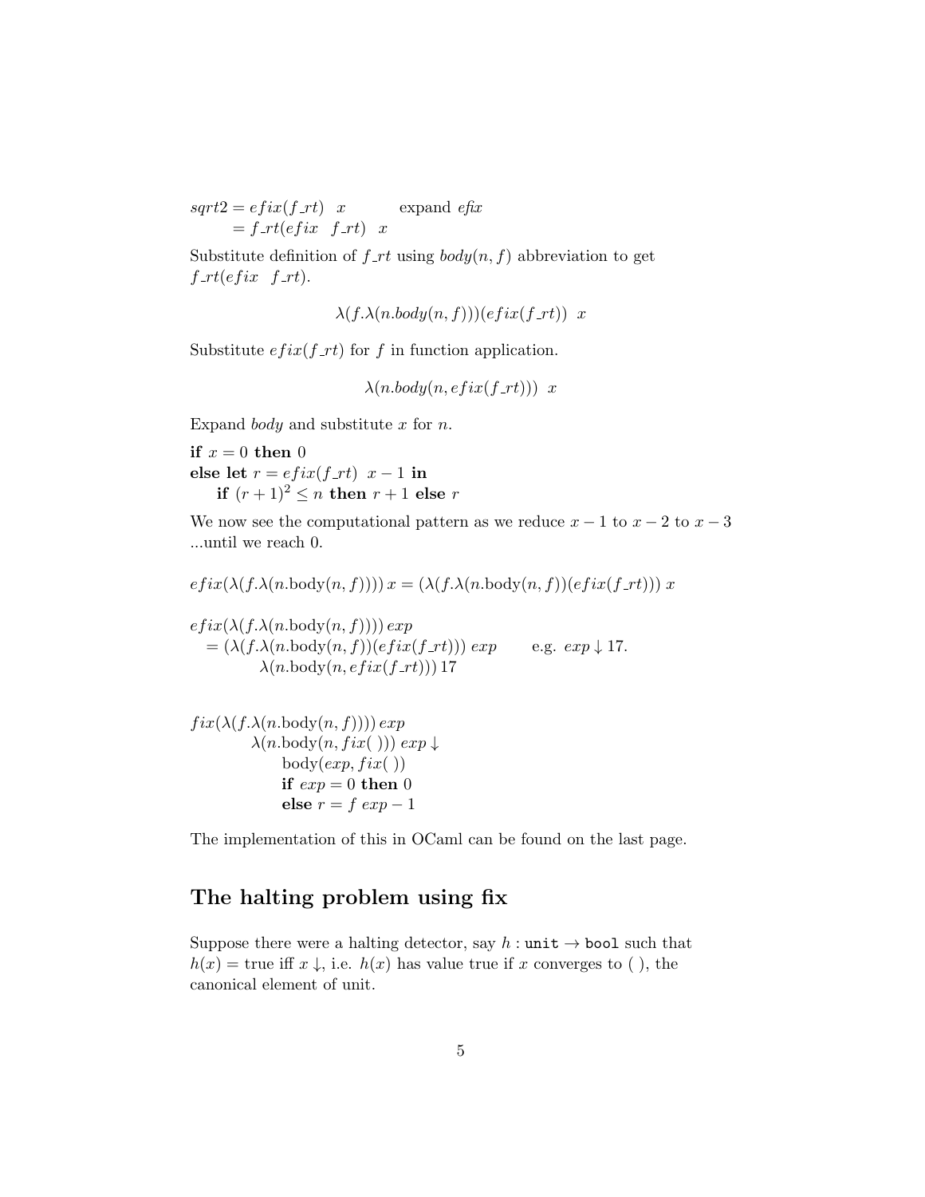$$
\begin{aligned}
sqrt2 &= efix(f\_rt) \;\; x \qquad \text{expand } efix \\
&= f\_rt(efix \;\; f\_rt) \;\; x
\end{aligned}
$$

Substitute definition of $f\_rt$ using $body(n, f)$ abbreviation to get $f\_rt(efix \;\; f\_rt)$.

$$\lambda(f.\lambda(n.body(n, f)))(efix(f\_rt)) \;\; x$$

Substitute $efix(f\_rt)$ for $f$ in function application.

$$\lambda(n.body(n, efix(f\_rt))) \;\; x$$

Expand *body* and substitute $x$ for $n$.

**if** $x = 0$ **then** $0$
**else let** $r = efix(f\_rt) \;\; x - 1$ **in**
  **if** $(r + 1)^2 \leq n$ **then** $r + 1$ **else** $r$

We now see the computational pattern as we reduce $x - 1$ to $x - 2$ to $x - 3$ ...until we reach 0.

$$efix(\lambda(f.\lambda(n.\text{body}(n, f))))\, x = (\lambda(f.\lambda(n.\text{body}(n, f))(efix(f\_rt)))\, x$$

$$
\begin{aligned}
&efix(\lambda(f.\lambda(n.\text{body}(n, f))))\, exp \\
&\quad = (\lambda(f.\lambda(n.\text{body}(n, f))(efix(f\_rt)))\, exp \qquad \text{e.g. } exp \downarrow 17. \\
&\qquad\qquad \lambda(n.\text{body}(n, efix(f\_rt)))\, 17
\end{aligned}
$$

$$
\begin{aligned}
&fix(\lambda(f.\lambda(n.\text{body}(n, f))))\, exp \\
&\qquad \lambda(n.\text{body}(n, fix(\;)))\, exp \downarrow \\
&\qquad\quad \text{body}(exp, fix(\;)) \\
&\qquad\quad \textbf{if } exp = 0 \textbf{ then } 0 \\
&\qquad\quad \textbf{else } r = f\; exp - 1
\end{aligned}
$$

The implementation of this in OCaml can be found on the last page.

## The halting problem using fix

Suppose there were a halting detector, say $h : \texttt{unit} \rightarrow \texttt{bool}$ such that $h(x) = \text{true}$ iff $x \downarrow$, i.e. $h(x)$ has value true if $x$ converges to ( ), the canonical element of unit.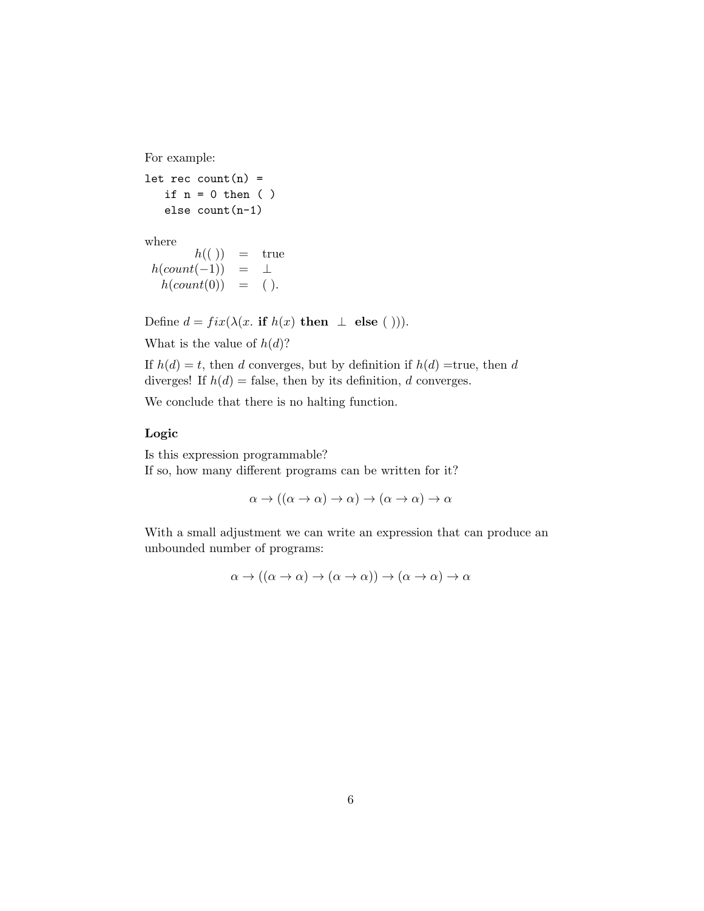For example:

```
let rec count(n) =
   if n = 0 then ( )
   else count(n-1)
```

where

$$
\begin{aligned}
h((\,)) &= \text{true} \\
h(count(-1)) &= \bot \\
h(count(0)) &= (\,).
\end{aligned}
$$

Define $d = fix(\lambda(x.\ \textbf{if}\ h(x)\ \textbf{then}\ \ \bot\ \ \textbf{else}\ (\,)))$.

What is the value of $h(d)$?

If $h(d) = t$, then $d$ converges, but by definition if $h(d) =$true, then $d$ diverges! If $h(d) =$ false, then by its definition, $d$ converges.

We conclude that there is no halting function.

### Logic

Is this expression programmable?
If so, how many different programs can be written for it?

$$\alpha \to ((\alpha \to \alpha) \to \alpha) \to (\alpha \to \alpha) \to \alpha$$

With a small adjustment we can write an expression that can produce an unbounded number of programs:

$$\alpha \to ((\alpha \to \alpha) \to (\alpha \to \alpha)) \to (\alpha \to \alpha) \to \alpha$$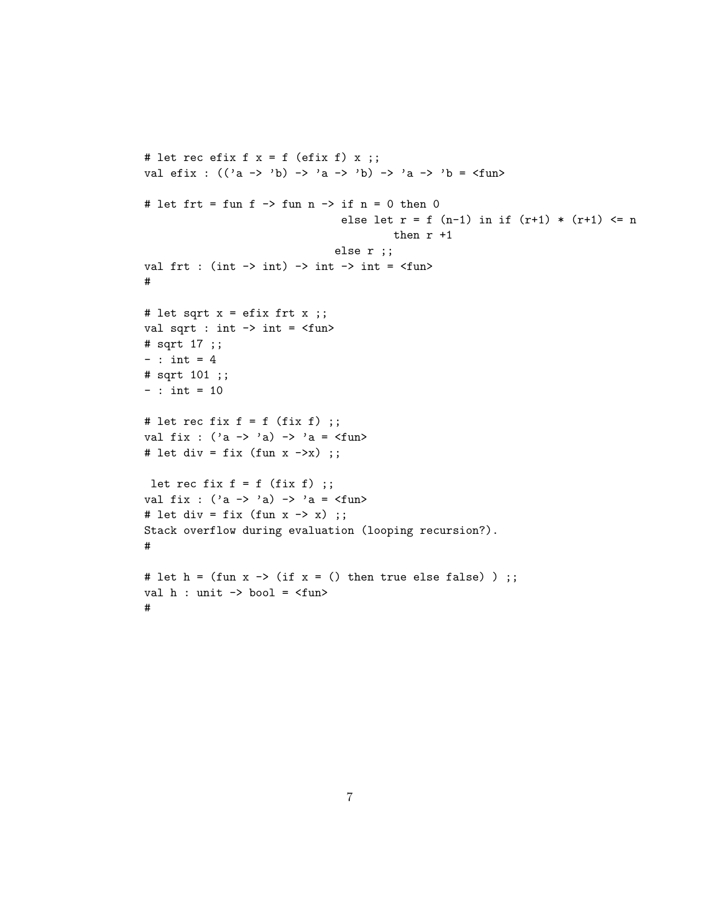```
# let rec efix f x = f (efix f) x ;;
val efix : (('a -> 'b) -> 'a -> 'b) -> 'a -> 'b = <fun>

# let frt = fun f -> fun n -> if n = 0 then 0
                              else let r = f (n-1) in if (r+1) * (r+1) <= n
                                      then r +1
                             else r ;;
val frt : (int -> int) -> int -> int = <fun>
#

# let sqrt x = efix frt x ;;
val sqrt : int -> int = <fun>
# sqrt 17 ;;
- : int = 4
# sqrt 101 ;;
- : int = 10

# let rec fix f = f (fix f) ;;
val fix : ('a -> 'a) -> 'a = <fun>
# let div = fix (fun x ->x) ;;

 let rec fix f = f (fix f) ;;
val fix : ('a -> 'a) -> 'a = <fun>
# let div = fix (fun x -> x) ;;
Stack overflow during evaluation (looping recursion?).
#

# let h = (fun x -> (if x = () then true else false) ) ;;
val h : unit -> bool = <fun>
#
```